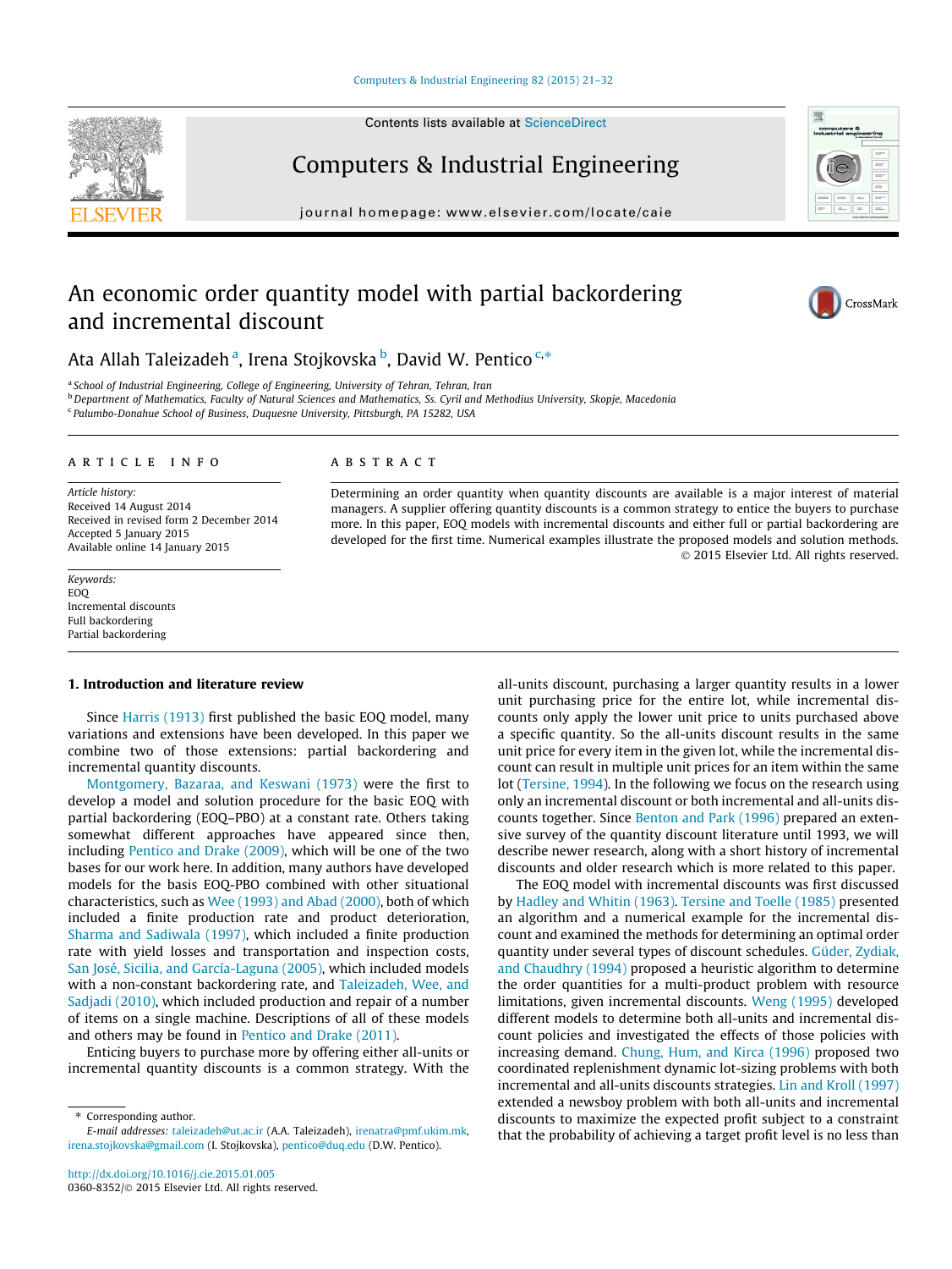# An economic order quantity model with partial backordering and incremental discount

Ata Allah Taleizadeh [a], Irena Stojkovska [b], David W. Pentico [c,*]

[a] School of Industrial Engineering, College of Engineering, University of Tehran, Tehran, Iran
[b] Department of Mathematics, Faculty of Natural Sciences and Mathematics, Ss. Cyril and Methodius University, Skopje, Macedonia
[c] Palumbo-Donahue School of Business, Duquesne University, Pittsburgh, PA 15282, USA

## ARTICLE INFO

*Article history:*
Received 14 August 2014
Received in revised form 2 December 2014
Accepted 5 January 2015
Available online 14 January 2015

*Keywords:*
EOQ
Incremental discounts
Full backordering
Partial backordering

## ABSTRACT

Determining an order quantity when quantity discounts are available is a major interest of material managers. A supplier offering quantity discounts is a common strategy to entice the buyers to purchase more. In this paper, EOQ models with incremental discounts and either full or partial backordering are developed for the first time. Numerical examples illustrate the proposed models and solution methods.

© 2015 Elsevier Ltd. All rights reserved.

## 1. Introduction and literature review

Since Harris (1913) first published the basic EOQ model, many variations and extensions have been developed. In this paper we combine two of those extensions: partial backordering and incremental quantity discounts.

Montgomery, Bazaraa, and Keswani (1973) were the first to develop a model and solution procedure for the basic EOQ with partial backordering (EOQ–PBO) at a constant rate. Others taking somewhat different approaches have appeared since then, including Pentico and Drake (2009), which will be one of the two bases for our work here. In addition, many authors have developed models for the basis EOQ-PBO combined with other situational characteristics, such as Wee (1993) and Abad (2000), both of which included a finite production rate and product deterioration, Sharma and Sadiwala (1997), which included a finite production rate with yield losses and transportation and inspection costs, San José, Sicilia, and García-Laguna (2005), which included models with a non-constant backordering rate, and Taleizadeh, Wee, and Sadjadi (2010), which included production and repair of a number of items on a single machine. Descriptions of all of these models and others may be found in Pentico and Drake (2011).

Enticing buyers to purchase more by offering either all-units or incremental quantity discounts is a common strategy. With the all-units discount, purchasing a larger quantity results in a lower unit purchasing price for the entire lot, while incremental discounts only apply the lower unit price to units purchased above a specific quantity. So the all-units discount results in the same unit price for every item in the given lot, while the incremental discount can result in multiple unit prices for an item within the same lot (Tersine, 1994). In the following we focus on the research using only an incremental discount or both incremental and all-units discounts together. Since Benton and Park (1996) prepared an extensive survey of the quantity discount literature until 1993, we will describe newer research, along with a short history of incremental discounts and older research which is more related to this paper.

The EOQ model with incremental discounts was first discussed by Hadley and Whitin (1963). Tersine and Toelle (1985) presented an algorithm and a numerical example for the incremental discount and examined the methods for determining an optimal order quantity under several types of discount schedules. Güder, Zydiak, and Chaudhry (1994) proposed a heuristic algorithm to determine the order quantities for a multi-product problem with resource limitations, given incremental discounts. Weng (1995) developed different models to determine both all-units and incremental discount policies and investigated the effects of those policies with increasing demand. Chung, Hum, and Kirca (1996) proposed two coordinated replenishment dynamic lot-sizing problems with both incremental and all-units discounts strategies. Lin and Kroll (1997) extended a newsboy problem with both all-units and incremental discounts to maximize the expected profit subject to a constraint that the probability of achieving a target profit level is no less than

* Corresponding author.
*E-mail addresses:* taleizadeh@ut.ac.ir (A.A. Taleizadeh), irenatra@pmf.ukim.mk, irena.stojkovska@gmail.com (I. Stojkovska), pentico@duq.edu (D.W. Pentico).

http://dx.doi.org/10.1016/j.cie.2015.01.005
0360-8352/© 2015 Elsevier Ltd. All rights reserved.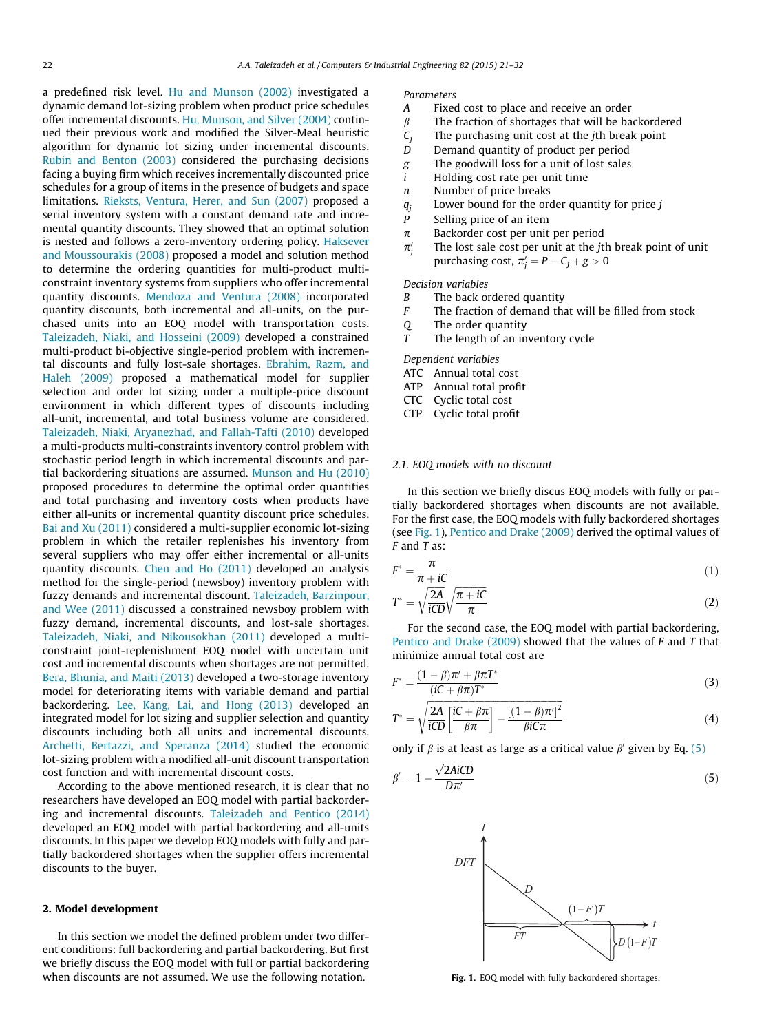a predefined risk level. Hu and Munson (2002) investigated a dynamic demand lot-sizing problem when product price schedules offer incremental discounts. Hu, Munson, and Silver (2004) continued their previous work and modified the Silver-Meal heuristic algorithm for dynamic lot sizing under incremental discounts. Rubin and Benton (2003) considered the purchasing decisions facing a buying firm which receives incrementally discounted price schedules for a group of items in the presence of budgets and space limitations. Rieksts, Ventura, Herer, and Sun (2007) proposed a serial inventory system with a constant demand rate and incremental quantity discounts. They showed that an optimal solution is nested and follows a zero-inventory ordering policy. Haksever and Moussourakis (2008) proposed a model and solution method to determine the ordering quantities for multi-product multi-constraint inventory systems from suppliers who offer incremental quantity discounts. Mendoza and Ventura (2008) incorporated quantity discounts, both incremental and all-units, on the purchased units into an EOQ model with transportation costs. Taleizadeh, Niaki, and Hosseini (2009) developed a constrained multi-product bi-objective single-period problem with incremental discounts and fully lost-sale shortages. Ebrahim, Razm, and Haleh (2009) proposed a mathematical model for supplier selection and order lot sizing under a multiple-price discount environment in which different types of discounts including all-unit, incremental, and total business volume are considered. Taleizadeh, Niaki, Aryanezhad, and Fallah-Tafti (2010) developed a multi-products multi-constraints inventory control problem with stochastic period length in which incremental discounts and partial backordering situations are assumed. Munson and Hu (2010) proposed procedures to determine the optimal order quantities and total purchasing and inventory costs when products have either all-units or incremental quantity discount price schedules. Bai and Xu (2011) considered a multi-supplier economic lot-sizing problem in which the retailer replenishes his inventory from several suppliers who may offer either incremental or all-units quantity discounts. Chen and Ho (2011) developed an analysis method for the single-period (newsboy) inventory problem with fuzzy demands and incremental discount. Taleizadeh, Barzinpour, and Wee (2011) discussed a constrained newsboy problem with fuzzy demand, incremental discounts, and lost-sale shortages. Taleizadeh, Niaki, and Nikousokhan (2011) developed a multi-constraint joint-replenishment EOQ model with uncertain unit cost and incremental discounts when shortages are not permitted. Bera, Bhunia, and Maiti (2013) developed a two-storage inventory model for deteriorating items with variable demand and partial backordering. Lee, Kang, Lai, and Hong (2013) developed an integrated model for lot sizing and supplier selection and quantity discounts including both all units and incremental discounts. Archetti, Bertazzi, and Speranza (2014) studied the economic lot-sizing problem with a modified all-unit discount transportation cost function and with incremental discount costs.

According to the above mentioned research, it is clear that no researchers have developed an EOQ model with partial backordering and incremental discounts. Taleizadeh and Pentico (2014) developed an EOQ model with partial backordering and all-units discounts. In this paper we develop EOQ models with fully and partially backordered shortages when the supplier offers incremental discounts to the buyer.

## 2. Model development

In this section we model the defined problem under two different conditions: full backordering and partial backordering. But first we briefly discuss the EOQ model with full or partial backordering when discounts are not assumed. We use the following notation.

*Parameters*

- $A$ Fixed cost to place and receive an order
- $\beta$ The fraction of shortages that will be backordered
- $C_j$ The purchasing unit cost at the $j$th break point
- $D$ Demand quantity of product per period
- $g$ The goodwill loss for a unit of lost sales
- $i$ Holding cost rate per unit time
- $n$ Number of price breaks
- $q_j$ Lower bound for the order quantity for price $j$
- $P$ Selling price of an item
- $\pi$ Backorder cost per unit per period
- $\pi'_j$ The lost sale cost per unit at the $j$th break point of unit purchasing cost, $\pi'_j = P - C_j + g > 0$

*Decision variables*

- $B$ The back ordered quantity
- $F$ The fraction of demand that will be filled from stock
- $Q$ The order quantity
- $T$ The length of an inventory cycle

*Dependent variables*

- ATC Annual total cost
- ATP Annual total profit
- CTC Cyclic total cost
- CTP Cyclic total profit

### 2.1. EOQ models with no discount

In this section we briefly discus EOQ models with fully or partially backordered shortages when discounts are not available. For the first case, the EOQ models with fully backordered shortages (see Fig. 1), Pentico and Drake (2009) derived the optimal values of $F$ and $T$ as:

$$F^* = \frac{\pi}{\pi + iC} \tag{1}$$

$$T^* = \sqrt{\frac{2A}{iCD}}\sqrt{\frac{\pi + iC}{\pi}} \tag{2}$$

For the second case, the EOQ model with partial backordering, Pentico and Drake (2009) showed that the values of $F$ and $T$ that minimize annual total cost are

$$F^* = \frac{(1-\beta)\pi' + \beta\pi T^*}{(iC + \beta\pi)T^*} \tag{3}$$

$$T^* = \sqrt{\frac{2A}{iCD}\left[\frac{iC + \beta\pi}{\beta\pi}\right] - \frac{[(1-\beta)\pi']^2}{\beta iC\pi}} \tag{4}$$

only if $\beta$ is at least as large as a critical value $\beta'$ given by Eq. (5)

$$\beta' = 1 - \frac{\sqrt{2AiCD}}{D\pi'} \tag{5}$$

Fig. 1. EOQ model with fully backordered shortages.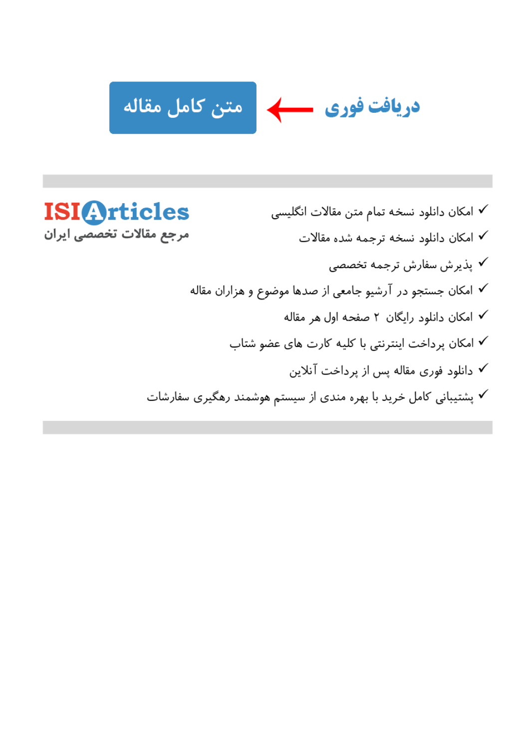دریافت فوری ← متن کامل مقاله

**ISIArticles**
مرجع مقالات تخصصی ایران

- ✓ امکان دانلود نسخه تمام متن مقالات انگلیسی
- ✓ امکان دانلود نسخه ترجمه شده مقالات
- ✓ پذیرش سفارش ترجمه تخصصی
- ✓ امکان جستجو در آرشیو جامعی از صدها موضوع و هزاران مقاله
- ✓ امکان دانلود رایگان ۲ صفحه اول هر مقاله
- ✓ امکان پرداخت اینترنتی با کلیه کارت های عضو شتاب
- ✓ دانلود فوری مقاله پس از پرداخت آنلاین
- ✓ پشتیبانی کامل خرید با بهره مندی از سیستم هوشمند رهگیری سفارشات